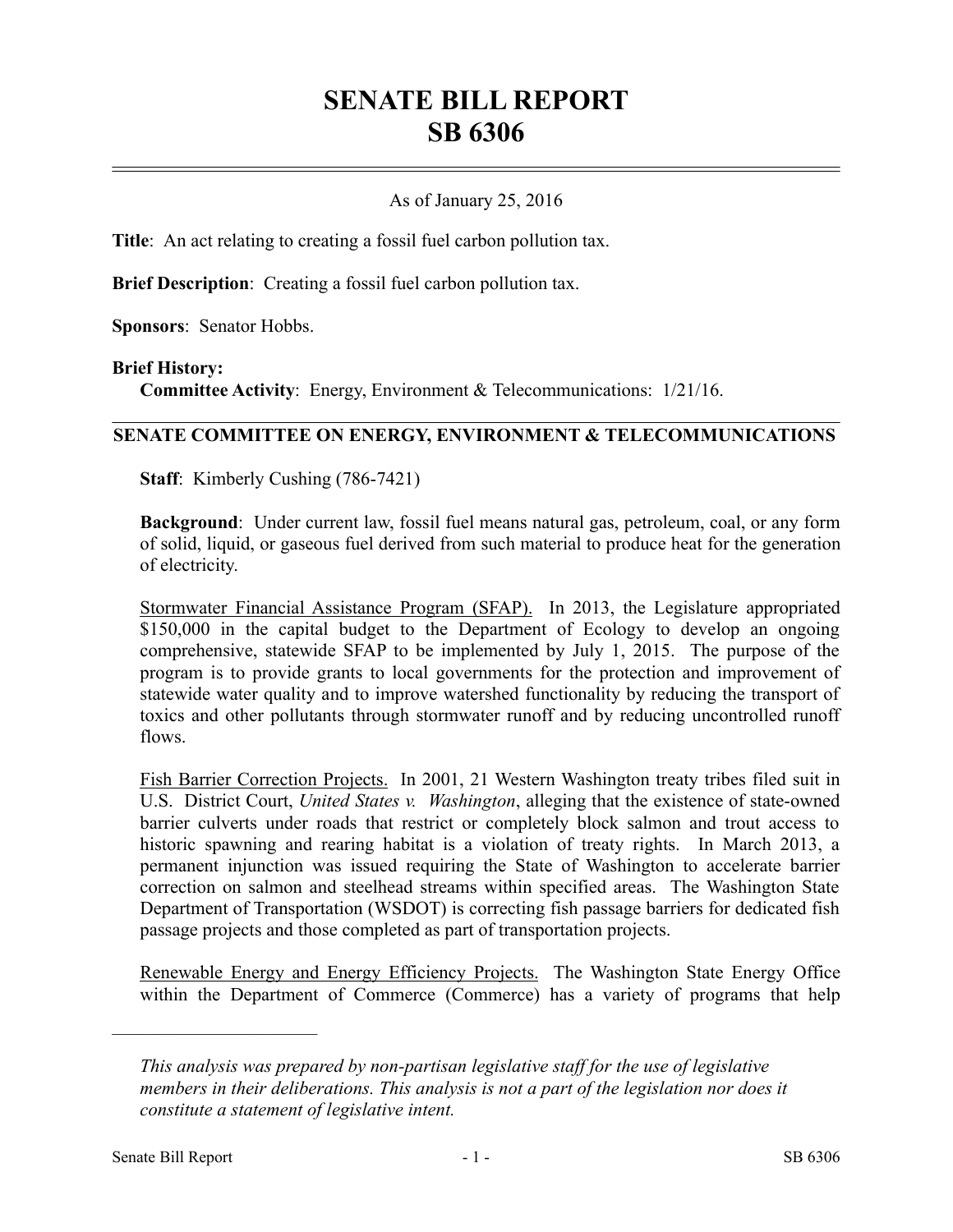# SENATE BILL REPORT
# SB 6306

As of January 25, 2016

**Title**: An act relating to creating a fossil fuel carbon pollution tax.

**Brief Description**: Creating a fossil fuel carbon pollution tax.

**Sponsors**: Senator Hobbs.

**Brief History:**

**Committee Activity**: Energy, Environment & Telecommunications: 1/21/16.

## SENATE COMMITTEE ON ENERGY, ENVIRONMENT & TELECOMMUNICATIONS

**Staff**: Kimberly Cushing (786-7421)

**Background**: Under current law, fossil fuel means natural gas, petroleum, coal, or any form of solid, liquid, or gaseous fuel derived from such material to produce heat for the generation of electricity.

Stormwater Financial Assistance Program (SFAP). In 2013, the Legislature appropriated $150,000 in the capital budget to the Department of Ecology to develop an ongoing comprehensive, statewide SFAP to be implemented by July 1, 2015. The purpose of the program is to provide grants to local governments for the protection and improvement of statewide water quality and to improve watershed functionality by reducing the transport of toxics and other pollutants through stormwater runoff and by reducing uncontrolled runoff flows.

Fish Barrier Correction Projects. In 2001, 21 Western Washington treaty tribes filed suit in U.S. District Court, *United States v. Washington*, alleging that the existence of state-owned barrier culverts under roads that restrict or completely block salmon and trout access to historic spawning and rearing habitat is a violation of treaty rights. In March 2013, a permanent injunction was issued requiring the State of Washington to accelerate barrier correction on salmon and steelhead streams within specified areas. The Washington State Department of Transportation (WSDOT) is correcting fish passage barriers for dedicated fish passage projects and those completed as part of transportation projects.

Renewable Energy and Energy Efficiency Projects. The Washington State Energy Office within the Department of Commerce (Commerce) has a variety of programs that help

---

*This analysis was prepared by non-partisan legislative staff for the use of legislative members in their deliberations. This analysis is not a part of the legislation nor does it constitute a statement of legislative intent.*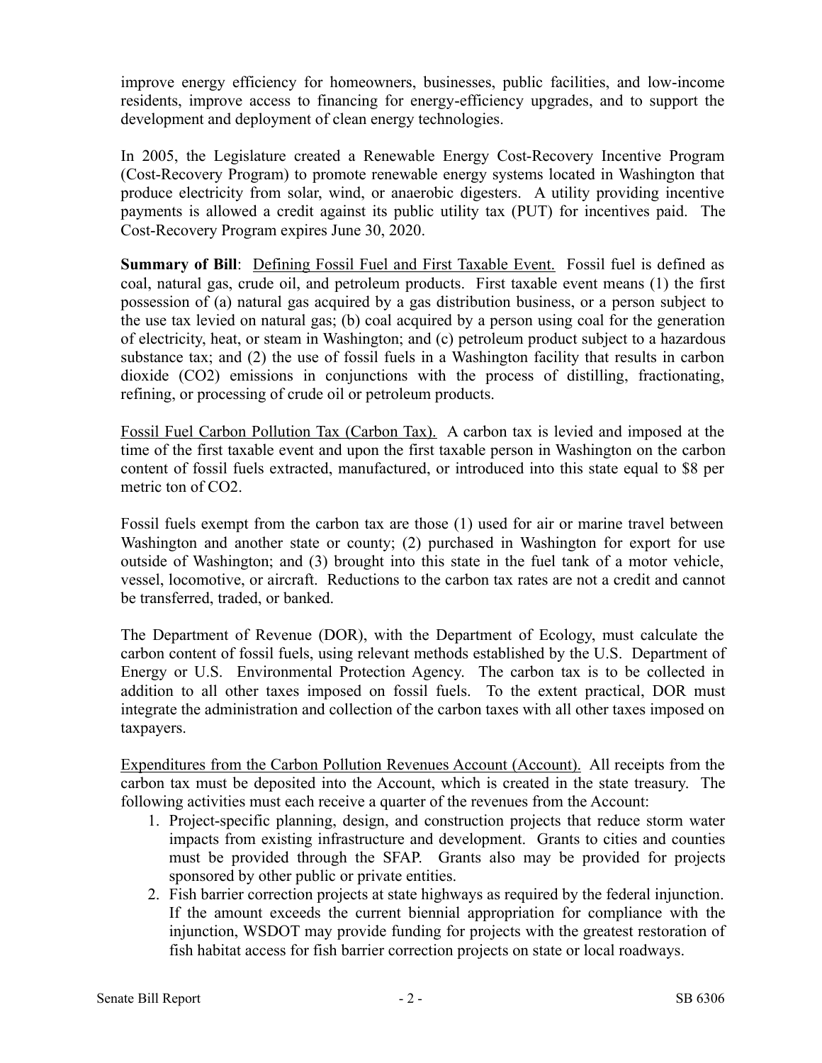improve energy efficiency for homeowners, businesses, public facilities, and low-income residents, improve access to financing for energy-efficiency upgrades, and to support the development and deployment of clean energy technologies.

In 2005, the Legislature created a Renewable Energy Cost-Recovery Incentive Program (Cost-Recovery Program) to promote renewable energy systems located in Washington that produce electricity from solar, wind, or anaerobic digesters. A utility providing incentive payments is allowed a credit against its public utility tax (PUT) for incentives paid. The Cost-Recovery Program expires June 30, 2020.

**Summary of Bill**: Defining Fossil Fuel and First Taxable Event. Fossil fuel is defined as coal, natural gas, crude oil, and petroleum products. First taxable event means (1) the first possession of (a) natural gas acquired by a gas distribution business, or a person subject to the use tax levied on natural gas; (b) coal acquired by a person using coal for the generation of electricity, heat, or steam in Washington; and (c) petroleum product subject to a hazardous substance tax; and (2) the use of fossil fuels in a Washington facility that results in carbon dioxide ($CO_2$) emissions in conjunctions with the process of distilling, fractionating, refining, or processing of crude oil or petroleum products.

Fossil Fuel Carbon Pollution Tax (Carbon Tax). A carbon tax is levied and imposed at the time of the first taxable event and upon the first taxable person in Washington on the carbon content of fossil fuels extracted, manufactured, or introduced into this state equal to $8 per metric ton of $CO_2$.

Fossil fuels exempt from the carbon tax are those (1) used for air or marine travel between Washington and another state or county; (2) purchased in Washington for export for use outside of Washington; and (3) brought into this state in the fuel tank of a motor vehicle, vessel, locomotive, or aircraft. Reductions to the carbon tax rates are not a credit and cannot be transferred, traded, or banked.

The Department of Revenue (DOR), with the Department of Ecology, must calculate the carbon content of fossil fuels, using relevant methods established by the U.S. Department of Energy or U.S. Environmental Protection Agency. The carbon tax is to be collected in addition to all other taxes imposed on fossil fuels. To the extent practical, DOR must integrate the administration and collection of the carbon taxes with all other taxes imposed on taxpayers.

Expenditures from the Carbon Pollution Revenues Account (Account). All receipts from the carbon tax must be deposited into the Account, which is created in the state treasury. The following activities must each receive a quarter of the revenues from the Account:

1. Project-specific planning, design, and construction projects that reduce storm water impacts from existing infrastructure and development. Grants to cities and counties must be provided through the SFAP. Grants also may be provided for projects sponsored by other public or private entities.
2. Fish barrier correction projects at state highways as required by the federal injunction. If the amount exceeds the current biennial appropriation for compliance with the injunction, WSDOT may provide funding for projects with the greatest restoration of fish habitat access for fish barrier correction projects on state or local roadways.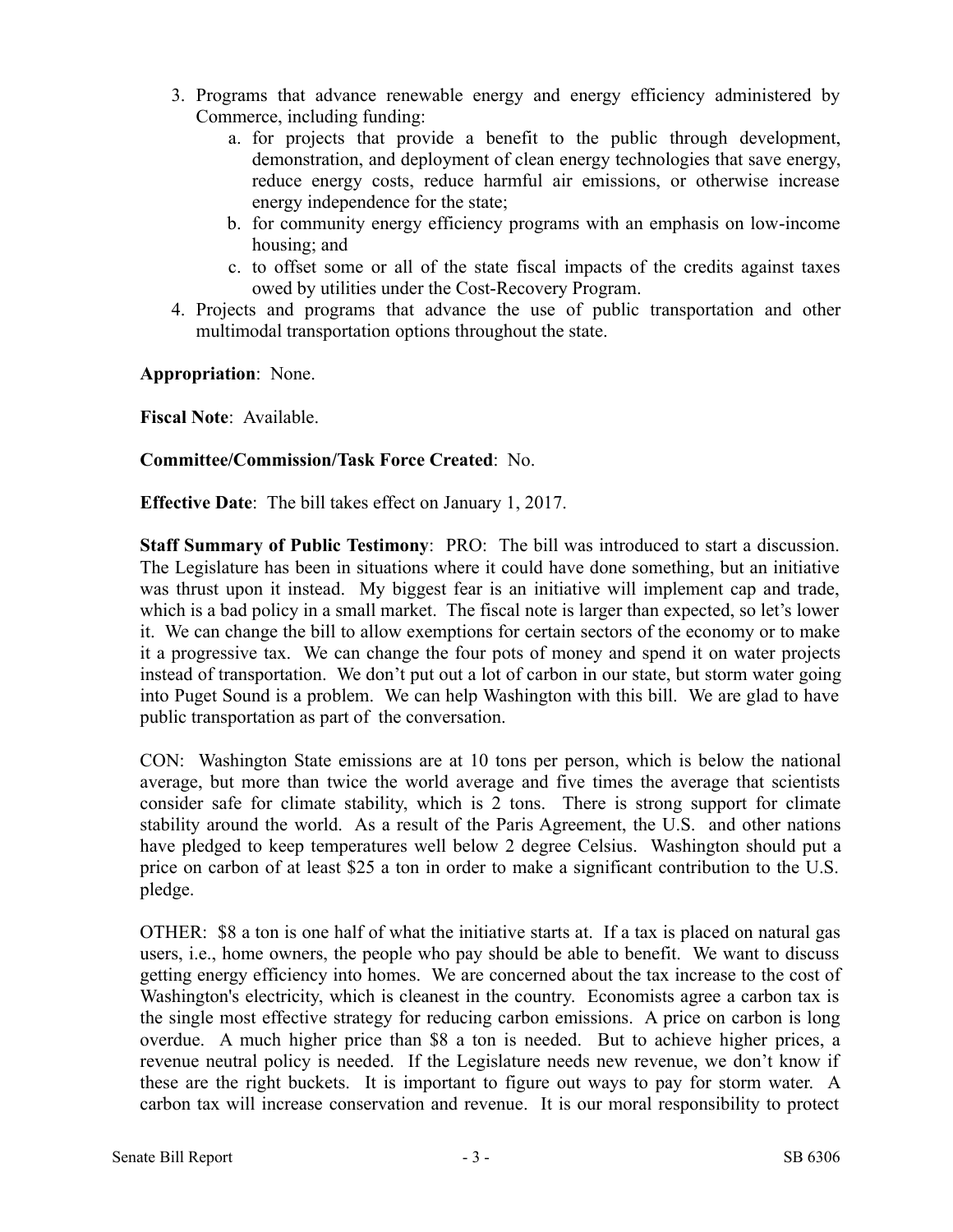3. Programs that advance renewable energy and energy efficiency administered by Commerce, including funding:
   a. for projects that provide a benefit to the public through development, demonstration, and deployment of clean energy technologies that save energy, reduce energy costs, reduce harmful air emissions, or otherwise increase energy independence for the state;
   b. for community energy efficiency programs with an emphasis on low-income housing; and
   c. to offset some or all of the state fiscal impacts of the credits against taxes owed by utilities under the Cost-Recovery Program.
4. Projects and programs that advance the use of public transportation and other multimodal transportation options throughout the state.

**Appropriation**: None.

**Fiscal Note**: Available.

**Committee/Commission/Task Force Created**: No.

**Effective Date**: The bill takes effect on January 1, 2017.

**Staff Summary of Public Testimony**: PRO: The bill was introduced to start a discussion. The Legislature has been in situations where it could have done something, but an initiative was thrust upon it instead. My biggest fear is an initiative will implement cap and trade, which is a bad policy in a small market. The fiscal note is larger than expected, so let's lower it. We can change the bill to allow exemptions for certain sectors of the economy or to make it a progressive tax. We can change the four pots of money and spend it on water projects instead of transportation. We don't put out a lot of carbon in our state, but storm water going into Puget Sound is a problem. We can help Washington with this bill. We are glad to have public transportation as part of the conversation.

CON: Washington State emissions are at 10 tons per person, which is below the national average, but more than twice the world average and five times the average that scientists consider safe for climate stability, which is 2 tons. There is strong support for climate stability around the world. As a result of the Paris Agreement, the U.S. and other nations have pledged to keep temperatures well below 2 degree Celsius. Washington should put a price on carbon of at least $25 a ton in order to make a significant contribution to the U.S. pledge.

OTHER: $8 a ton is one half of what the initiative starts at. If a tax is placed on natural gas users, i.e., home owners, the people who pay should be able to benefit. We want to discuss getting energy efficiency into homes. We are concerned about the tax increase to the cost of Washington's electricity, which is cleanest in the country. Economists agree a carbon tax is the single most effective strategy for reducing carbon emissions. A price on carbon is long overdue. A much higher price than $8 a ton is needed. But to achieve higher prices, a revenue neutral policy is needed. If the Legislature needs new revenue, we don't know if these are the right buckets. It is important to figure out ways to pay for storm water. A carbon tax will increase conservation and revenue. It is our moral responsibility to protect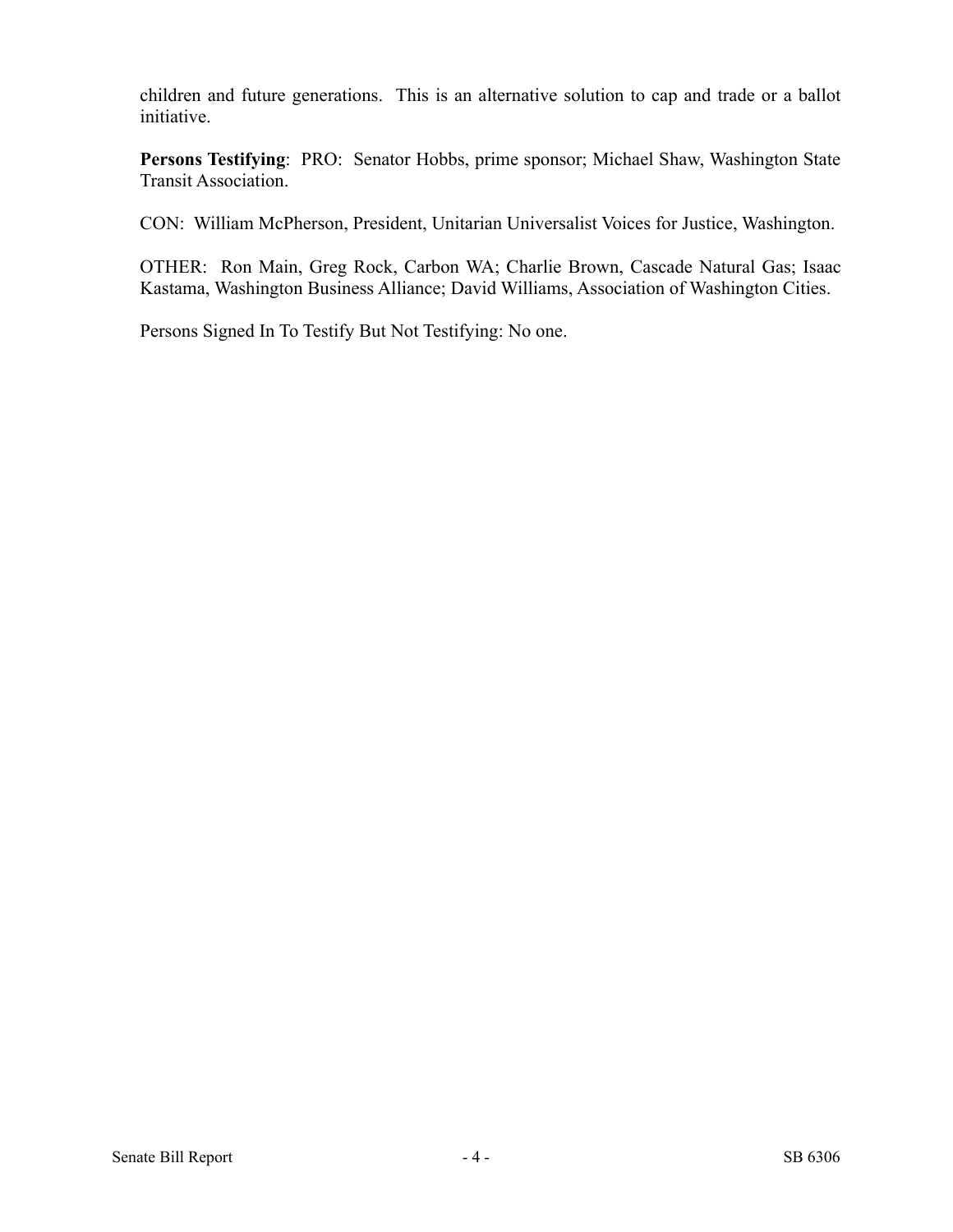children and future generations. This is an alternative solution to cap and trade or a ballot initiative.

**Persons Testifying**: PRO: Senator Hobbs, prime sponsor; Michael Shaw, Washington State Transit Association.

CON: William McPherson, President, Unitarian Universalist Voices for Justice, Washington.

OTHER: Ron Main, Greg Rock, Carbon WA; Charlie Brown, Cascade Natural Gas; Isaac Kastama, Washington Business Alliance; David Williams, Association of Washington Cities.

Persons Signed In To Testify But Not Testifying: No one.